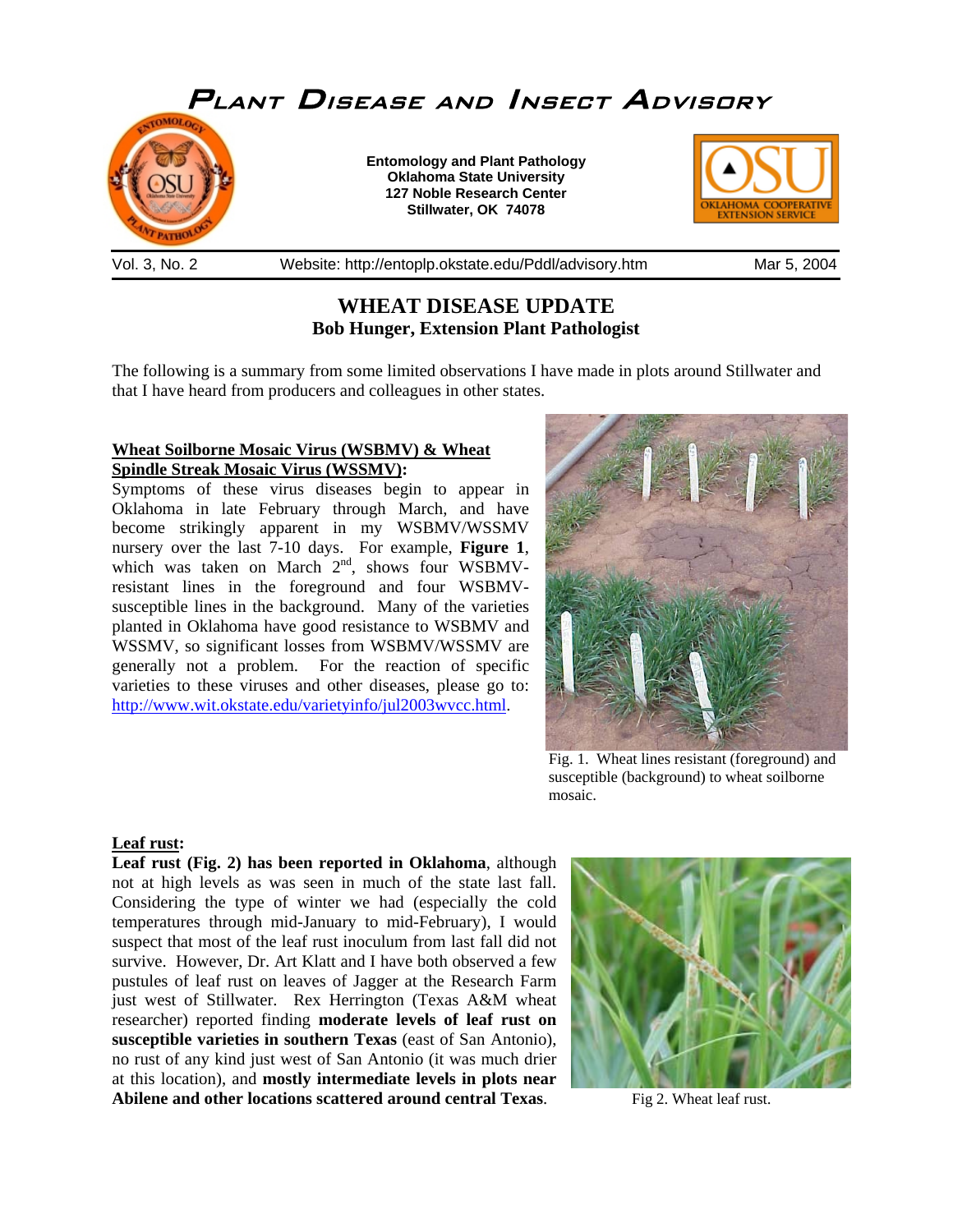# PLANT DISEASE AND INSECT ADVISORY

**Entomology and Plant Pathology**
**Oklahoma State University**
**127 Noble Research Center**
**Stillwater, OK 74078**

Vol. 3, No. 2 — Website: http://entoplp.okstate.edu/Pddl/advisory.htm — Mar 5, 2004

## WHEAT DISEASE UPDATE

**Bob Hunger, Extension Plant Pathologist**

The following is a summary from some limited observations I have made in plots around Stillwater and that I have heard from producers and colleagues in other states.

**Wheat Soilborne Mosaic Virus (WSBMV) & Wheat Spindle Streak Mosaic Virus (WSSMV):**
Symptoms of these virus diseases begin to appear in Oklahoma in late February through March, and have become strikingly apparent in my WSBMV/WSSMV nursery over the last 7-10 days. For example, **Figure 1**, which was taken on March 2nd, shows four WSBMV-resistant lines in the foreground and four WSBMV-susceptible lines in the background. Many of the varieties planted in Oklahoma have good resistance to WSBMV and WSSMV, so significant losses from WSBMV/WSSMV are generally not a problem. For the reaction of specific varieties to these viruses and other diseases, please go to: http://www.wit.okstate.edu/varietyinfo/jul2003wvcc.html.

Fig. 1. Wheat lines resistant (foreground) and susceptible (background) to wheat soilborne mosaic.

**Leaf rust:**
**Leaf rust (Fig. 2) has been reported in Oklahoma**, although not at high levels as was seen in much of the state last fall. Considering the type of winter we had (especially the cold temperatures through mid-January to mid-February), I would suspect that most of the leaf rust inoculum from last fall did not survive. However, Dr. Art Klatt and I have both observed a few pustules of leaf rust on leaves of Jagger at the Research Farm just west of Stillwater. Rex Herrington (Texas A&M wheat researcher) reported finding **moderate levels of leaf rust on susceptible varieties in southern Texas** (east of San Antonio), no rust of any kind just west of San Antonio (it was much drier at this location), and **mostly intermediate levels in plots near Abilene and other locations scattered around central Texas**.

Fig 2. Wheat leaf rust.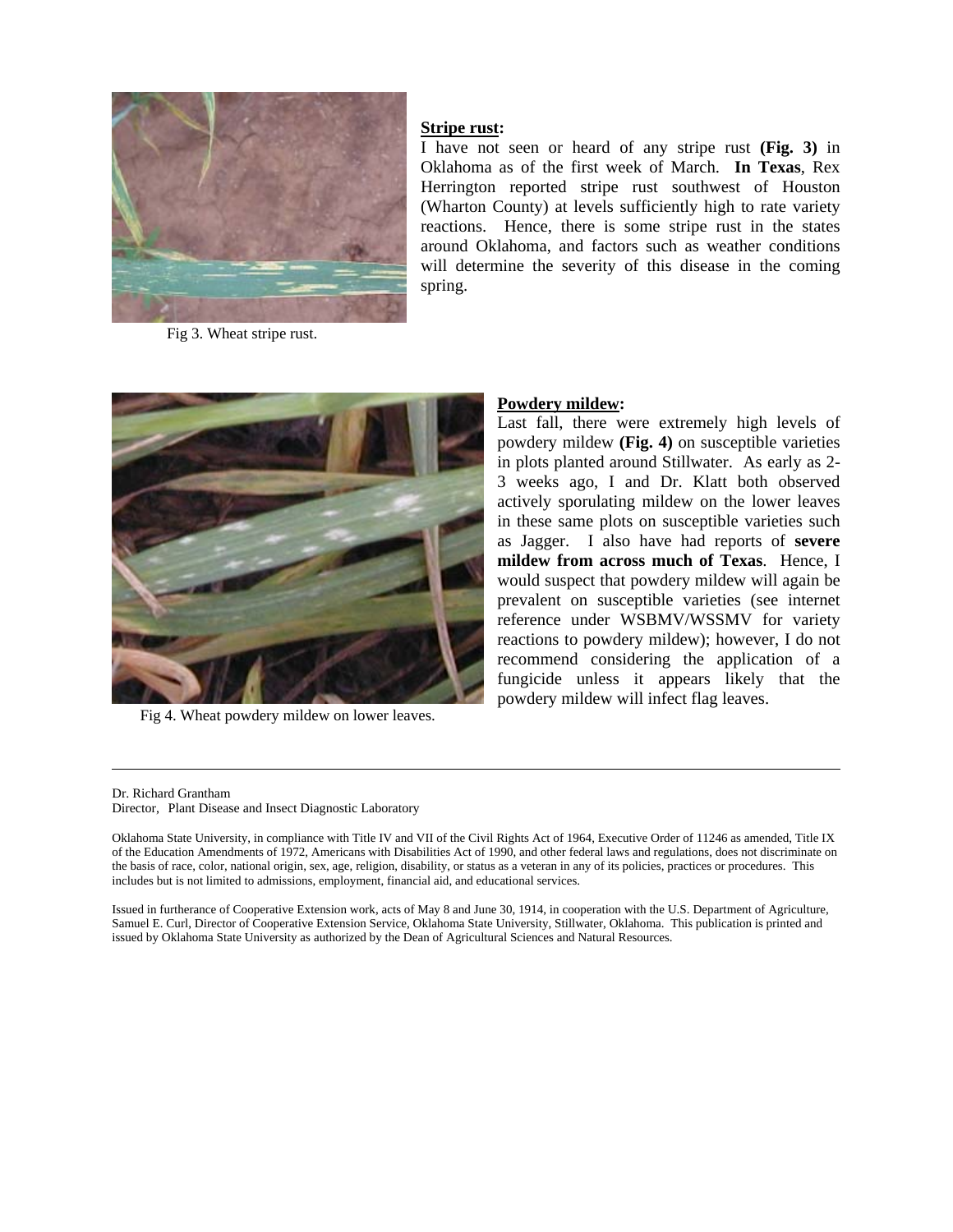**Stripe rust:**

I have not seen or heard of any stripe rust **(Fig. 3)** in Oklahoma as of the first week of March. **In Texas**, Rex Herrington reported stripe rust southwest of Houston (Wharton County) at levels sufficiently high to rate variety reactions. Hence, there is some stripe rust in the states around Oklahoma, and factors such as weather conditions will determine the severity of this disease in the coming spring.

Fig 3. Wheat stripe rust.

**Powdery mildew:**

Last fall, there were extremely high levels of powdery mildew **(Fig. 4)** on susceptible varieties in plots planted around Stillwater. As early as 2-3 weeks ago, I and Dr. Klatt both observed actively sporulating mildew on the lower leaves in these same plots on susceptible varieties such as Jagger. I also have had reports of **severe mildew from across much of Texas**. Hence, I would suspect that powdery mildew will again be prevalent on susceptible varieties (see internet reference under WSBMV/WSSMV for variety reactions to powdery mildew); however, I do not recommend considering the application of a fungicide unless it appears likely that the powdery mildew will infect flag leaves.

Fig 4. Wheat powdery mildew on lower leaves.

---

Dr. Richard Grantham
Director, Plant Disease and Insect Diagnostic Laboratory

Oklahoma State University, in compliance with Title IV and VII of the Civil Rights Act of 1964, Executive Order of 11246 as amended, Title IX of the Education Amendments of 1972, Americans with Disabilities Act of 1990, and other federal laws and regulations, does not discriminate on the basis of race, color, national origin, sex, age, religion, disability, or status as a veteran in any of its policies, practices or procedures. This includes but is not limited to admissions, employment, financial aid, and educational services.

Issued in furtherance of Cooperative Extension work, acts of May 8 and June 30, 1914, in cooperation with the U.S. Department of Agriculture, Samuel E. Curl, Director of Cooperative Extension Service, Oklahoma State University, Stillwater, Oklahoma. This publication is printed and issued by Oklahoma State University as authorized by the Dean of Agricultural Sciences and Natural Resources.